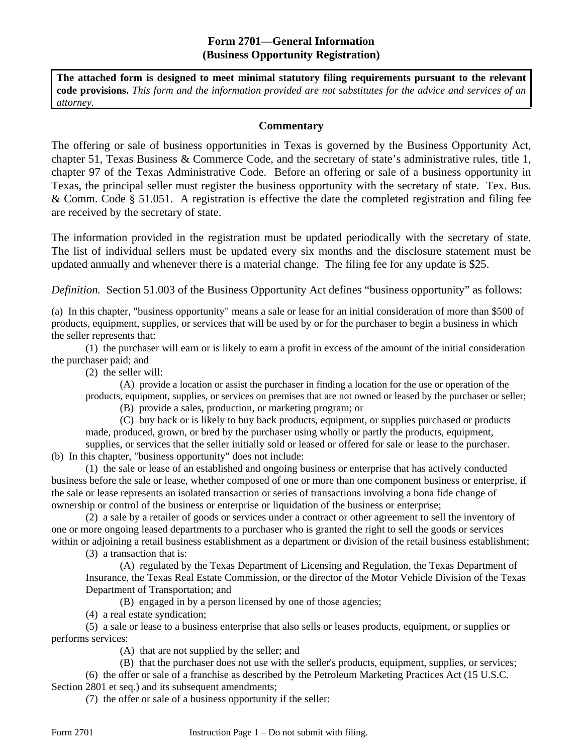# Form 2701—General Information
## (Business Opportunity Registration)

**The attached form is designed to meet minimal statutory filing requirements pursuant to the relevant code provisions.** *This form and the information provided are not substitutes for the advice and services of an attorney.*

### Commentary

The offering or sale of business opportunities in Texas is governed by the Business Opportunity Act, chapter 51, Texas Business & Commerce Code, and the secretary of state's administrative rules, title 1, chapter 97 of the Texas Administrative Code. Before an offering or sale of a business opportunity in Texas, the principal seller must register the business opportunity with the secretary of state. Tex. Bus. & Comm. Code § 51.051. A registration is effective the date the completed registration and filing fee are received by the secretary of state.

The information provided in the registration must be updated periodically with the secretary of state. The list of individual sellers must be updated every six months and the disclosure statement must be updated annually and whenever there is a material change. The filing fee for any update is $25.

*Definition.* Section 51.003 of the Business Opportunity Act defines "business opportunity" as follows:

(a) In this chapter, "business opportunity" means a sale or lease for an initial consideration of more than $500 of products, equipment, supplies, or services that will be used by or for the purchaser to begin a business in which the seller represents that:

(1) the purchaser will earn or is likely to earn a profit in excess of the amount of the initial consideration the purchaser paid; and

(2) the seller will:

(A) provide a location or assist the purchaser in finding a location for the use or operation of the products, equipment, supplies, or services on premises that are not owned or leased by the purchaser or seller;

(B) provide a sales, production, or marketing program; or

(C) buy back or is likely to buy back products, equipment, or supplies purchased or products made, produced, grown, or bred by the purchaser using wholly or partly the products, equipment, supplies, or services that the seller initially sold or leased or offered for sale or lease to the purchaser.

(b) In this chapter, "business opportunity" does not include:

(1) the sale or lease of an established and ongoing business or enterprise that has actively conducted business before the sale or lease, whether composed of one or more than one component business or enterprise, if the sale or lease represents an isolated transaction or series of transactions involving a bona fide change of ownership or control of the business or enterprise or liquidation of the business or enterprise;

(2) a sale by a retailer of goods or services under a contract or other agreement to sell the inventory of one or more ongoing leased departments to a purchaser who is granted the right to sell the goods or services within or adjoining a retail business establishment as a department or division of the retail business establishment;

(3) a transaction that is:

(A) regulated by the Texas Department of Licensing and Regulation, the Texas Department of Insurance, the Texas Real Estate Commission, or the director of the Motor Vehicle Division of the Texas Department of Transportation; and

(B) engaged in by a person licensed by one of those agencies;

(4) a real estate syndication;

(5) a sale or lease to a business enterprise that also sells or leases products, equipment, or supplies or performs services:

(A) that are not supplied by the seller; and

(B) that the purchaser does not use with the seller's products, equipment, supplies, or services;

(6) the offer or sale of a franchise as described by the Petroleum Marketing Practices Act (15 U.S.C. Section 2801 et seq.) and its subsequent amendments;

(7) the offer or sale of a business opportunity if the seller: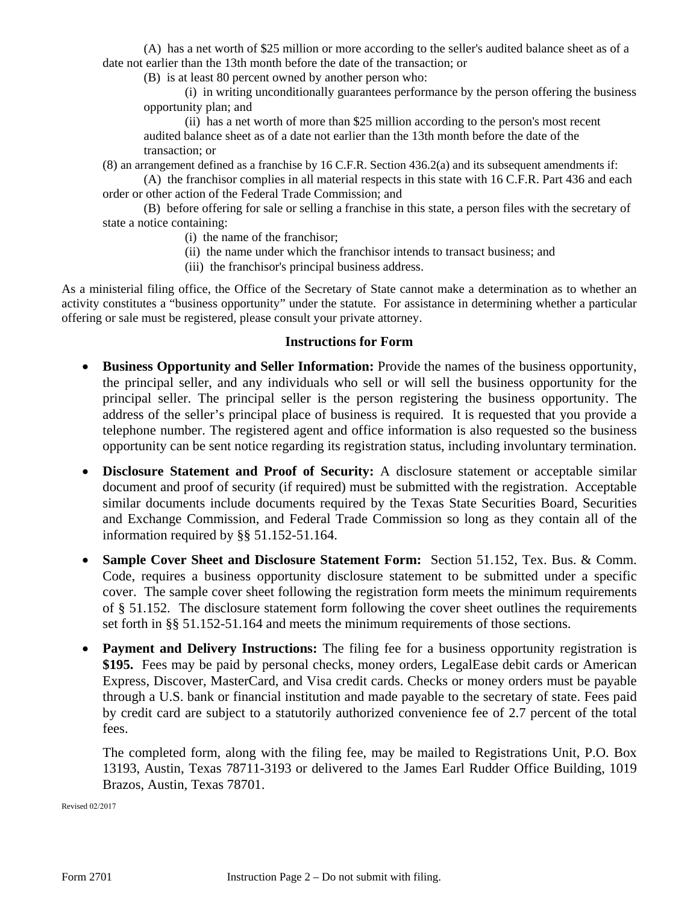(A) has a net worth of $25 million or more according to the seller's audited balance sheet as of a date not earlier than the 13th month before the date of the transaction; or

(B) is at least 80 percent owned by another person who:

(i) in writing unconditionally guarantees performance by the person offering the business opportunity plan; and

(ii) has a net worth of more than $25 million according to the person's most recent audited balance sheet as of a date not earlier than the 13th before the date of the transaction; or

(8) an arrangement defined as a franchise by 16 C.F.R. Section 436.2(a) and its subsequent amendments if:

(A) the franchisor complies in all material respects in this state with 16 C.F.R. Part 436 and each order or other action of the Federal Trade Commission; and

(B) before offering for sale or selling a franchise in this state, a person files with the secretary of state a notice containing:

(i) the name of the franchisor;

(ii) the name under which the franchisor intends to transact business; and

(iii) the franchisor's principal business address.

As a ministerial filing office, the Office of the Secretary of State cannot make a determination as to whether an activity constitutes a "business opportunity" under the statute. For assistance in determining whether a particular offering or sale must be registered, please consult your private attorney.

### Instructions for Form

- **Business Opportunity and Seller Information:** Provide the names of the business opportunity, the principal seller, and any individuals who sell or will sell the business opportunity for the principal seller. The principal seller is the person registering the business opportunity. The address of the seller's principal place of business is required. It is requested that you provide a telephone number. The registered agent and office information is also requested so the business opportunity can be sent notice regarding its registration status, including involuntary termination.

- **Disclosure Statement and Proof of Security:** A disclosure statement or acceptable similar document and proof of security (if required) must be submitted with the registration. Acceptable similar documents include documents required by the Texas State Securities Board, Securities and Exchange Commission, and Federal Trade Commission so long as they contain all of the information required by §§ 51.152-51.164.

- **Sample Cover Sheet and Disclosure Statement Form:** Section 51.152, Tex. Bus. & Comm. Code, requires a business opportunity disclosure statement to be submitted under a specific cover. The sample cover sheet following the registration form meets the minimum requirements of § 51.152. The disclosure statement form following the cover sheet outlines the requirements set forth in §§ 51.152-51.164 and meets the minimum requirements of those sections.

- **Payment and Delivery Instructions:** The filing fee for a business opportunity registration is **$195.** Fees may be paid by personal checks, money orders, LegalEase debit cards or American Express, Discover, MasterCard, and Visa credit cards. Checks or money orders must be payable through a U.S. bank or financial institution and made payable to the secretary of state. Fees paid by credit card are subject to a statutorily authorized convenience fee of 2.7 percent of the total fees.

  The completed form, along with the filing fee, may be mailed to Registrations Unit, P.O. Box 13193, Austin, Texas 78711-3193 or delivered to the James Earl Rudder Office Building, 1019 Brazos, Austin, Texas 78701.

Revised 02/2017

Form 2701 Instruction Page 2 – Do not submit with filing.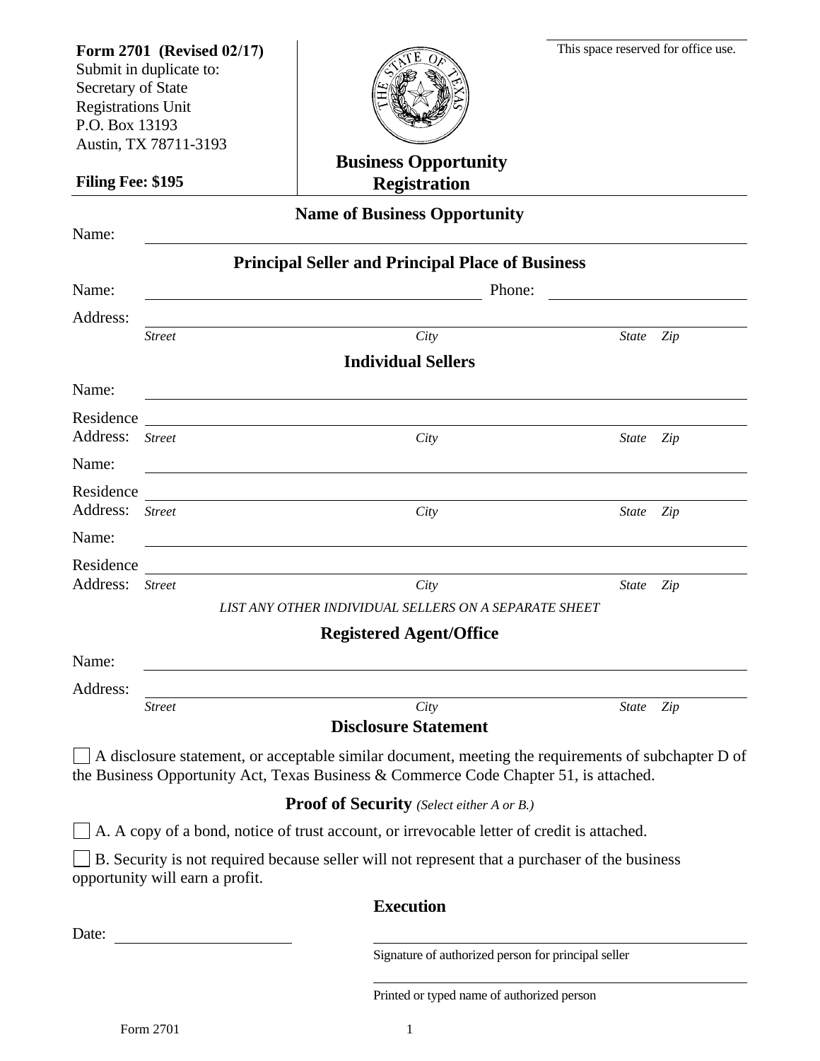**Form 2701 (Revised 02/17)**
Submit in duplicate to:
Secretary of State
Registrations Unit
P.O. Box 13193
Austin, TX 78711-3193

**Filing Fee: $195**

# Business Opportunity Registration

This space reserved for office use.

## Name of Business Opportunity

Name: ______________________________

## Principal Seller and Principal Place of Business

Name: ______________________________ Phone: ______________

Address: ______________________________
*Street* *City* *State* *Zip*

## Individual Sellers

Name: ______________________________

Residence Address: ______________________________
*Street* *City* *State* *Zip*

Name: ______________________________

Residence Address: ______________________________
*Street* *City* *State* *Zip*

Name: ______________________________

Residence Address: ______________________________
*Street* *City* *State* *Zip*

*LIST ANY OTHER INDIVIDUAL SELLERS ON A SEPARATE SHEET*

## Registered Agent/Office

Name: ______________________________

Address: ______________________________
*Street* *City* *State* *Zip*

## Disclosure Statement

☐ A disclosure statement, or acceptable similar document, meeting the requirements of subchapter D of the Business Opportunity Act, Texas Business & Commerce Code Chapter 51, is attached.

## Proof of Security *(Select either A or B.)*

☐ A. A copy of a bond, notice of trust account, or irrevocable letter of credit is attached.

☐ B. Security is not required because seller will not represent that a purchaser of the business opportunity will earn a profit.

## Execution

Date: ______________

______________________________
Signature of authorized person for principal seller

______________________________
Printed or typed name of authorized person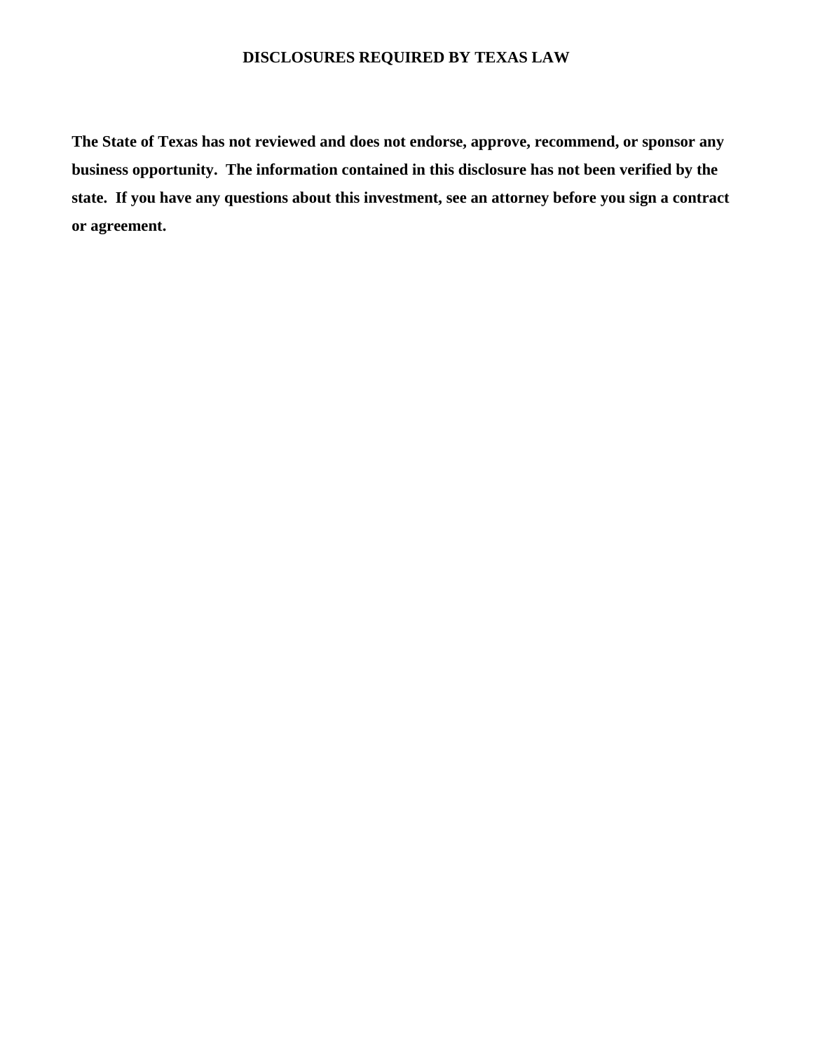# DISCLOSURES REQUIRED BY TEXAS LAW

**The State of Texas has not reviewed and does not endorse, approve, recommend, or sponsor any business opportunity. The information contained in this disclosure has not been verified by the state. If you have any questions about this investment, see an attorney before you sign a contract or agreement.**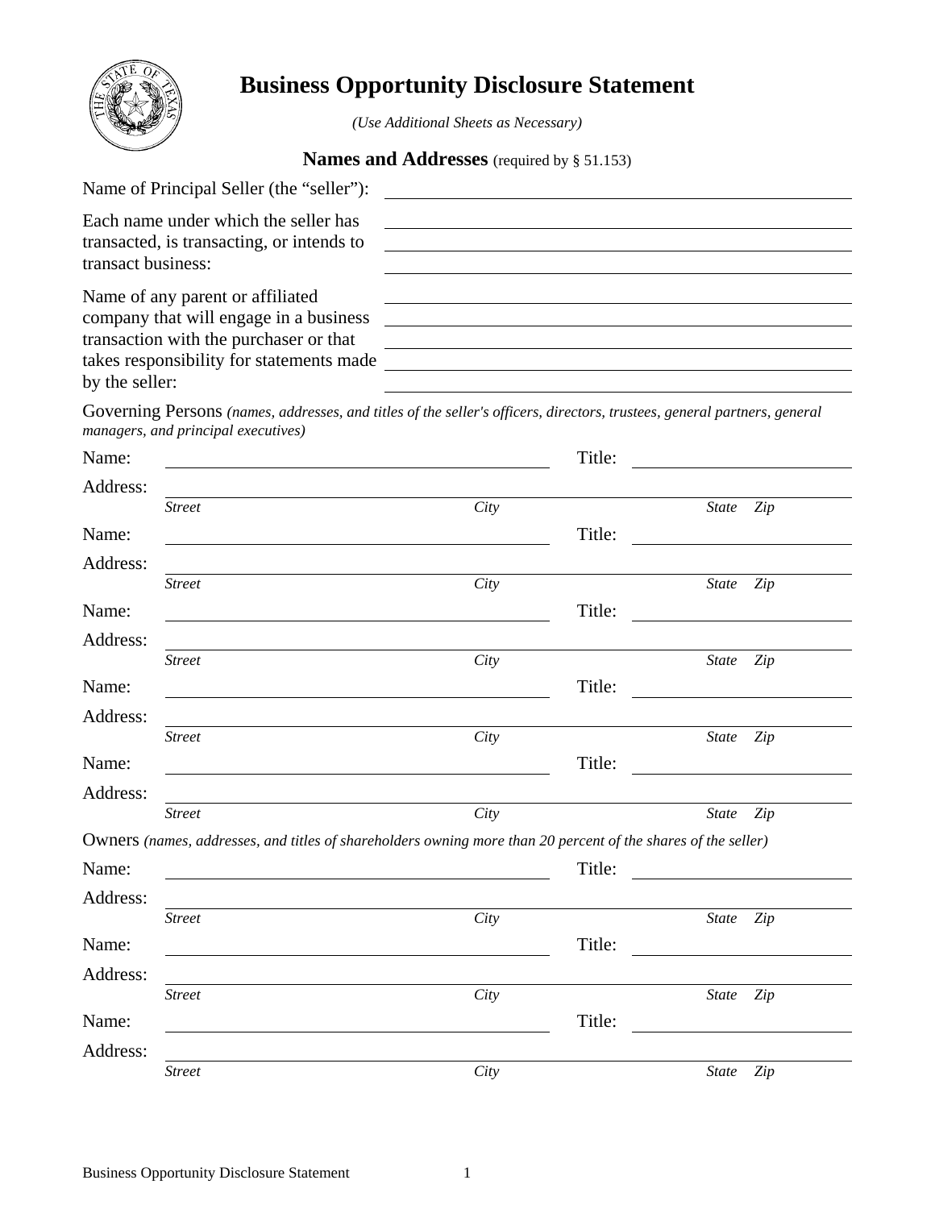# Business Opportunity Disclosure Statement

*(Use Additional Sheets as Necessary)*

## Names and Addresses (required by § 51.153)

Name of Principal Seller (the "seller"): ______________________________

Each name under which the seller has transacted, is transacting, or intends to transact business:

______________________________

______________________________

______________________________

Name of any parent or affiliated company that will engage in a business transaction with the purchaser or that takes responsibility for statements made by the seller:

______________________________

______________________________

______________________________

______________________________

______________________________

Governing Persons *(names, addresses, and titles of the seller's officers, directors, trustees, general partners, general managers, and principal executives)*

Name: ______________________________ Title: ______________________________

Address: ______________________________
*Street* *City* *State* *Zip*

Name: ______________________________ Title: ______________________________

Address: ______________________________
*Street* *City* *State* *Zip*

Name: ______________________________ Title: ______________________________

Address: ______________________________
*Street* *City* *State* *Zip*

Name: ______________________________ Title: ______________________________

Address: ______________________________
*Street* *City* *State* *Zip*

Name: ______________________________ Title: ______________________________

Address: ______________________________
*Street* *City* *State* *Zip*

Owners *(names, addresses, and titles of shareholders owning more than 20 percent of the shares of the seller)*

Name: ______________________________ Title: ______________________________

Address: ______________________________
*Street* *City* *State* *Zip*

Name: ______________________________ Title: ______________________________

Address: ______________________________
*Street* *City* *State* *Zip*

Name: ______________________________ Title: ______________________________

Address: ______________________________
*Street* *City* *State* *Zip*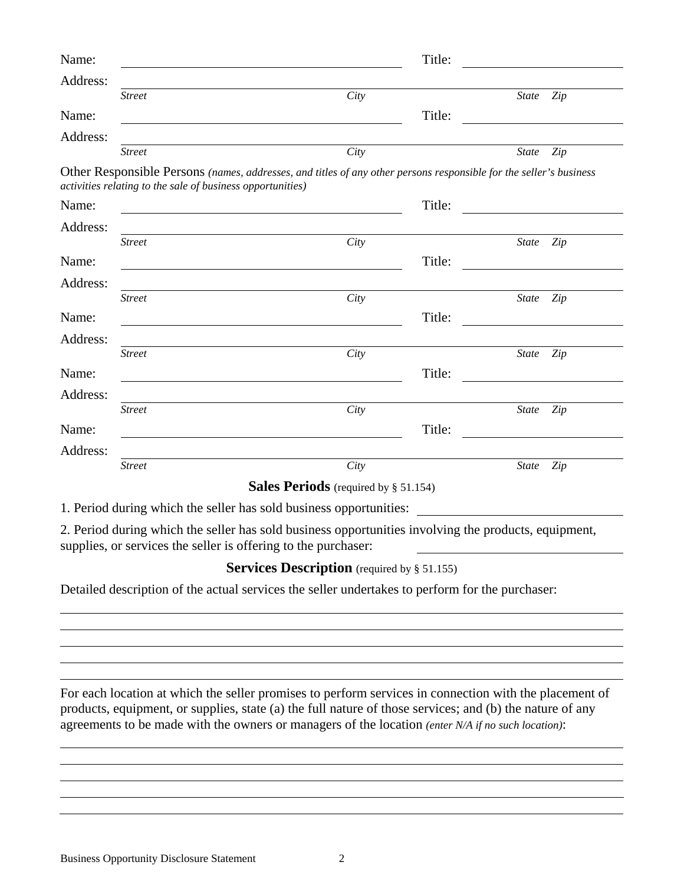Name: ______________________________ Title: ____________________

Address: ____________________________________________________________

*Street* *City* *State* *Zip*

Name: ______________________________ Title: ____________________

Address: ____________________________________________________________

*Street* *City* *State* *Zip*

Other Responsible Persons *(names, addresses, and titles of any other persons responsible for the seller's business activities relating to the sale of business opportunities)*

Name: ______________________________ Title: ____________________

Address: ____________________________________________________________

*Street* *City* *State* *Zip*

Name: ______________________________ Title: ____________________

Address: ____________________________________________________________

*Street* *City* *State* *Zip*

Name: ______________________________ Title: ____________________

Address: ____________________________________________________________

*Street* *City* *State* *Zip*

Name: ______________________________ Title: ____________________

Address: ____________________________________________________________

*Street* *City* *State* *Zip*

Name: ______________________________ Title: ____________________

Address: ____________________________________________________________

*Street* *City* *State* *Zip*

## **Sales Periods** (required by § 51.154)

1. Period during which the seller has sold business opportunities: ____________________

2. Period during which the seller has sold business opportunities involving the products, equipment, supplies, or services the seller is offering to the purchaser: ____________________

## **Services Description** (required by § 51.155)

Detailed description of the actual services the seller undertakes to perform for the purchaser:

____________________________________________________________

____________________________________________________________

____________________________________________________________

____________________________________________________________

____________________________________________________________

For each location at which the seller promises to perform services in connection with the placement of products, equipment, or supplies, state (a) the full nature of those services; and (b) the nature of any agreements to be made with the owners or managers of the location *(enter N/A if no such location)*:

____________________________________________________________

____________________________________________________________

____________________________________________________________

____________________________________________________________

____________________________________________________________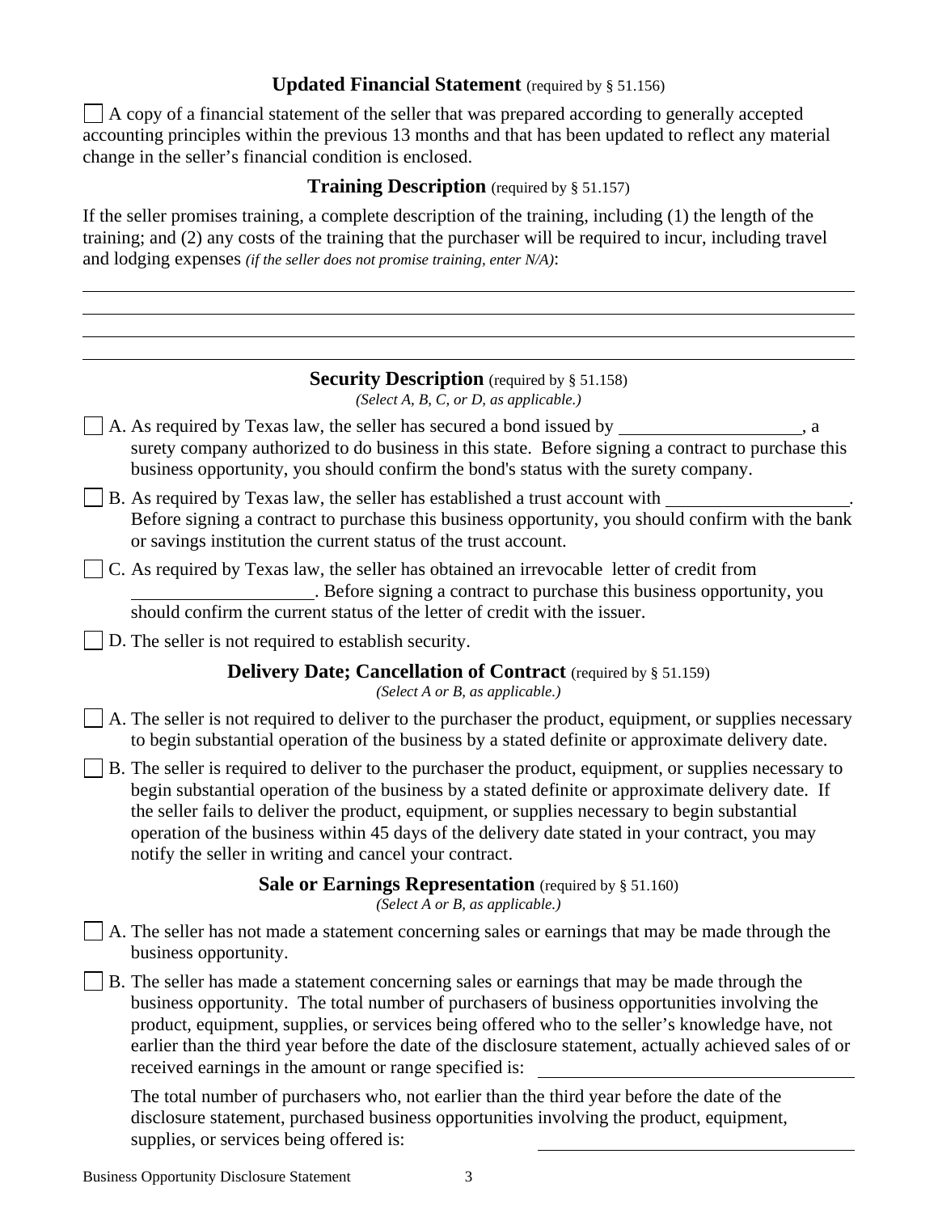## **Updated Financial Statement** (required by § 51.156)

☐ A copy of a financial statement of the seller that was prepared according to generally accepted accounting principles within the previous 13 months and that has been updated to reflect any material change in the seller's financial condition is enclosed.

## **Training Description** (required by § 51.157)

If the seller promises training, a complete description of the training, including (1) the length of the training; and (2) any costs of the training that the purchaser will be required to incur, including travel and lodging expenses *(if the seller does not promise training, enter N/A)*:

______________________________________________________________________________

______________________________________________________________________________

______________________________________________________________________________

______________________________________________________________________________

## **Security Description** (required by § 51.158)

*(Select A, B, C, or D, as applicable.)*

☐ A. As required by Texas law, the seller has secured a bond issued by ____________________, a surety company authorized to do business in this state. Before signing a contract to purchase this business opportunity, you should confirm the bond's status with the surety company.

☐ B. As required by Texas law, the seller has established a trust account with ____________________. Before signing a contract to purchase this business opportunity, you should confirm with the bank or savings institution the current status of the trust account.

☐ C. As required by Texas law, the seller has obtained an irrevocable letter of credit from ____________________. Before signing a contract to purchase this business opportunity, you should confirm the current status of the letter of credit with the issuer.

☐ D. The seller is not required to establish security.

## **Delivery Date; Cancellation of Contract** (required by § 51.159)

*(Select A or B, as applicable.)*

☐ A. The seller is not required to deliver to the purchaser the product, equipment, or supplies necessary to begin substantial operation of the business by a stated definite or approximate delivery date.

☐ B. The seller is required to deliver to the purchaser the product, equipment, or supplies necessary to begin substantial operation of the business by a stated definite or approximate delivery date. If the seller fails to deliver the product, equipment, or supplies necessary to begin substantial operation of the business within 45 days of the delivery date stated in your contract, you may notify the seller in writing and cancel your contract.

## **Sale or Earnings Representation** (required by § 51.160)

*(Select A or B, as applicable.)*

☐ A. The seller has not made a statement concerning sales or earnings that may be made through the business opportunity.

☐ B. The seller has made a statement concerning sales or earnings that may be made through the business opportunity. The total number of purchasers of business opportunities involving the product, equipment, supplies, or services being offered who to the seller's knowledge have, not earlier than the third year before the date of the disclosure statement, actually achieved sales of or received earnings in the amount or range specified is: ____________________

The total number of purchasers who, not earlier than the third year before the date of the disclosure statement, purchased business opportunities involving the product, equipment, supplies, or services being offered is: ____________________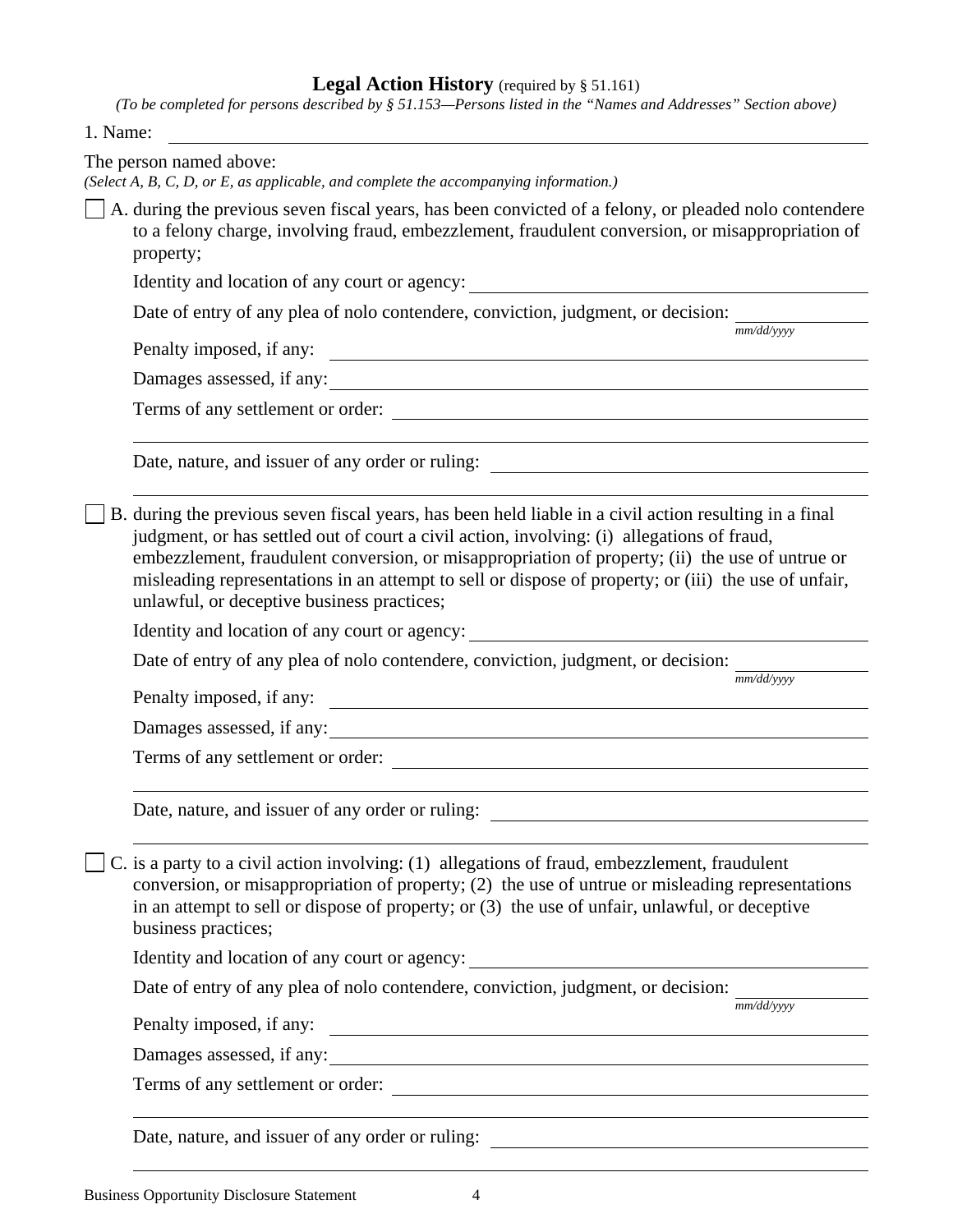## Legal Action History (required by § 51.161)

*(To be completed for persons described by § 51.153—Persons listed in the "Names and Addresses" Section above)*

1. Name: ____________________

The person named above:
*(Select A, B, C, D, or E, as applicable, and complete the accompanying information.)*

☐ A. during the previous seven fiscal years, has been convicted of a felony, or pleaded nolo contendere to a felony charge, involving fraud, embezzlement, fraudulent conversion, or misappropriation of property;

Identity and location of any court or agency: ____________________

Date of entry of any plea of nolo contendere, conviction, judgment, or decision: ____________ *mm/dd/yyyy*

Penalty imposed, if any: ____________________

Damages assessed, if any: ____________________

Terms of any settlement or order: ____________________

Date, nature, and issuer of any order or ruling: ____________________

☐ B. during the previous seven fiscal years, has been held liable in a civil action resulting in a final judgment, or has settled out of court a civil action, involving: (i) allegations of fraud, embezzlement, fraudulent conversion, or misappropriation of property; (ii) the use of untrue or misleading representations in an attempt to sell or dispose of property; or (iii) the use of unfair, unlawful, or deceptive business practices;

Identity and location of any court or agency: ____________________

Date of entry of any plea of nolo contendere, conviction, judgment, or decision: ____________ *mm/dd/yyyy*

Penalty imposed, if any: ____________________

Damages assessed, if any: ____________________

Terms of any settlement or order: ____________________

Date, nature, and issuer of any order or ruling: ____________________

☐ C. is a party to a civil action involving: (1) allegations of fraud, embezzlement, fraudulent conversion, or misappropriation of property; (2) the use of untrue or misleading representations in an attempt to sell or dispose of property; or (3) the use of unfair, unlawful, or deceptive business practices;

Identity and location of any court or agency: ____________________

Date of entry of any plea of nolo contendere, conviction, judgment, or decision: ____________ *mm/dd/yyyy*

Penalty imposed, if any: ____________________

Damages assessed, if any: ____________________

Terms of any settlement or order: ____________________

Date, nature, and issuer of any order or ruling: ____________________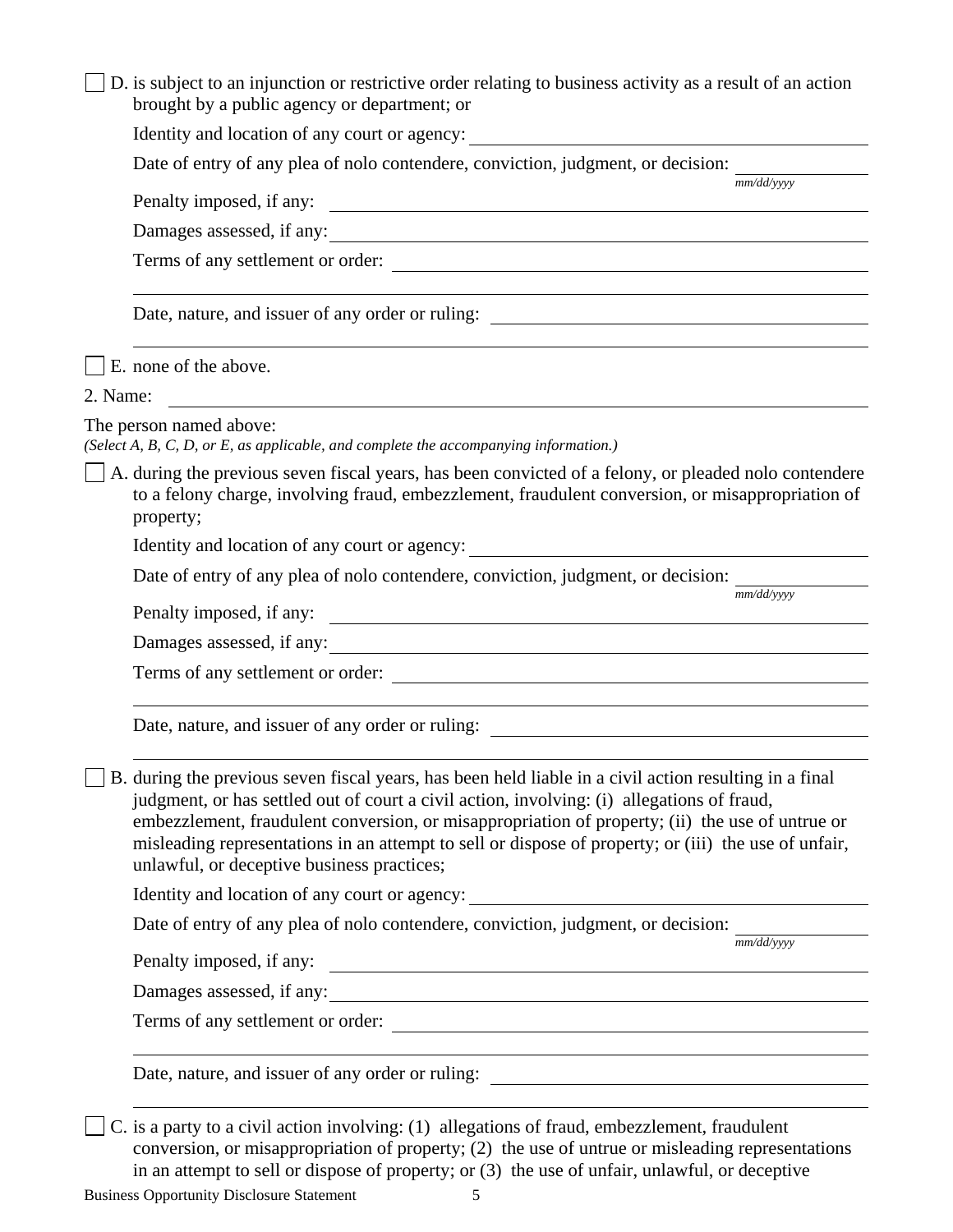☐ D. is subject to an injunction or restrictive order relating to business activity as a result of an action brought by a public agency or department; or

Identity and location of any court or agency: ____________________

Date of entry of any plea of nolo contendere, conviction, judgment, or decision: ____________ *mm/dd/yyyy*

Penalty imposed, if any: ____________________

Damages assessed, if any: ____________________

Terms of any settlement or order: ____________________

____________________

Date, nature, and issuer of any order or ruling: ____________________

____________________

☐ E. none of the above.

2. Name: ____________________

The person named above:
*(Select A, B, C, D, or E, as applicable, and complete the accompanying information.)*

☐ A. during the previous seven fiscal years, has been convicted of a felony, or pleaded nolo contendere to a felony charge, involving fraud, embezzlement, fraudulent conversion, or misappropriation of property;

Identity and location of any court or agency: ____________________

Date of entry of any plea of nolo contendere, conviction, judgment, or decision: ____________ *mm/dd/yyyy*

Penalty imposed, if any: ____________________

Damages assessed, if any: ____________________

Terms of any settlement or order: ____________________

____________________

Date, nature, and issuer of any order or ruling: ____________________

____________________

☐ B. during the previous seven fiscal years, has been held liable in a civil action resulting in a final judgment, or has settled out of court a civil action, involving: (i) allegations of fraud, embezzlement, fraudulent conversion, or misappropriation of property; (ii) the use of untrue or misleading representations in an attempt to sell or dispose of property; or (iii) the use of unfair, unlawful, or deceptive business practices;

Identity and location of any court or agency: ____________________

Date of entry of any plea of nolo contendere, conviction, judgment, or decision: ____________ *mm/dd/yyyy*

Penalty imposed, if any: ____________________

Damages assessed, if any: ____________________

Terms of any settlement or order: ____________________

____________________

Date, nature, and issuer of any order or ruling: ____________________

____________________

☐ C. is a party to a civil action involving: (1) allegations of fraud, embezzlement, fraudulent conversion, or misappropriation of property; (2) the use of untrue or misleading representations in an attempt to sell or dispose of property; or (3) the use of unfair, unlawful, or deceptive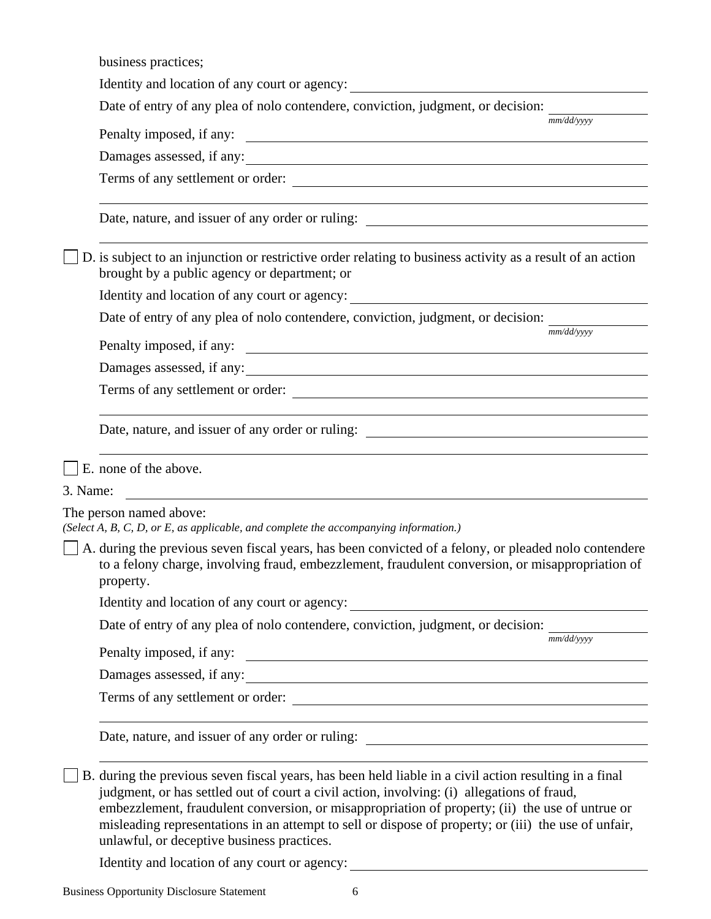business practices;

Identity and location of any court or agency: \_\_\_\_\_\_\_\_\_\_\_\_\_\_\_\_\_\_\_\_\_\_\_\_\_\_\_\_\_\_\_\_

Date of entry of any plea of nolo contendere, conviction, judgment, or decision: \_\_\_\_\_\_\_\_\_\_ *mm/dd/yyyy*

Penalty imposed, if any: \_\_\_\_\_\_\_\_\_\_\_\_\_\_\_\_\_\_\_\_\_\_\_\_\_\_\_\_\_\_\_\_

Damages assessed, if any: \_\_\_\_\_\_\_\_\_\_\_\_\_\_\_\_\_\_\_\_\_\_\_\_\_\_\_\_\_\_\_\_

Terms of any settlement or order: \_\_\_\_\_\_\_\_\_\_\_\_\_\_\_\_\_\_\_\_\_\_\_\_\_\_\_\_\_\_\_\_

\_\_\_\_\_\_\_\_\_\_\_\_\_\_\_\_\_\_\_\_\_\_\_\_\_\_\_\_\_\_\_\_\_\_\_\_\_\_\_\_\_\_\_\_\_\_\_\_\_\_\_\_\_\_\_\_\_\_\_\_\_\_

Date, nature, and issuer of any order or ruling: \_\_\_\_\_\_\_\_\_\_\_\_\_\_\_\_\_\_\_\_\_\_\_\_\_\_\_\_\_\_\_\_

\_\_\_\_\_\_\_\_\_\_\_\_\_\_\_\_\_\_\_\_\_\_\_\_\_\_\_\_\_\_\_\_\_\_\_\_\_\_\_\_\_\_\_\_\_\_\_\_\_\_\_\_\_\_\_\_\_\_\_\_\_\_

☐ D. is subject to an injunction or restrictive order relating to business activity as a result of an action brought by a public agency or department; or

Identity and location of any court or agency: \_\_\_\_\_\_\_\_\_\_\_\_\_\_\_\_\_\_\_\_\_\_\_\_\_\_\_\_\_\_\_\_

Date of entry of any plea of nolo contendere, conviction, judgment, or decision: \_\_\_\_\_\_\_\_\_\_ *mm/dd/yyyy*

Penalty imposed, if any: \_\_\_\_\_\_\_\_\_\_\_\_\_\_\_\_\_\_\_\_\_\_\_\_\_\_\_\_\_\_\_\_

Damages assessed, if any: \_\_\_\_\_\_\_\_\_\_\_\_\_\_\_\_\_\_\_\_\_\_\_\_\_\_\_\_\_\_\_\_

Terms of any settlement or order: \_\_\_\_\_\_\_\_\_\_\_\_\_\_\_\_\_\_\_\_\_\_\_\_\_\_\_\_\_\_\_\_

\_\_\_\_\_\_\_\_\_\_\_\_\_\_\_\_\_\_\_\_\_\_\_\_\_\_\_\_\_\_\_\_\_\_\_\_\_\_\_\_\_\_\_\_\_\_\_\_\_\_\_\_\_\_\_\_\_\_\_\_\_\_

Date, nature, and issuer of any order or ruling: \_\_\_\_\_\_\_\_\_\_\_\_\_\_\_\_\_\_\_\_\_\_\_\_\_\_\_\_\_\_\_\_

\_\_\_\_\_\_\_\_\_\_\_\_\_\_\_\_\_\_\_\_\_\_\_\_\_\_\_\_\_\_\_\_\_\_\_\_\_\_\_\_\_\_\_\_\_\_\_\_\_\_\_\_\_\_\_\_\_\_\_\_\_\_

☐ E. none of the above.

3. Name: \_\_\_\_\_\_\_\_\_\_\_\_\_\_\_\_\_\_\_\_\_\_\_\_\_\_\_\_\_\_\_\_\_\_\_\_\_\_\_\_\_\_\_\_\_\_\_\_\_\_\_\_\_\_\_\_

The person named above:
*(Select A, B, C, D, or E, as applicable, and complete the accompanying information.)*

☐ A. during the previous seven fiscal years, has been convicted of a felony, or pleaded nolo contendere to a felony charge, involving fraud, embezzlement, fraudulent conversion, or misappropriation of property.

Identity and location of any court or agency: \_\_\_\_\_\_\_\_\_\_\_\_\_\_\_\_\_\_\_\_\_\_\_\_\_\_\_\_\_\_\_\_

Date of entry of any plea of nolo contendere, conviction, judgment, or decision: \_\_\_\_\_\_\_\_\_\_ *mm/dd/yyyy*

Penalty imposed, if any: \_\_\_\_\_\_\_\_\_\_\_\_\_\_\_\_\_\_\_\_\_\_\_\_\_\_\_\_\_\_\_\_

Damages assessed, if any: \_\_\_\_\_\_\_\_\_\_\_\_\_\_\_\_\_\_\_\_\_\_\_\_\_\_\_\_\_\_\_\_

Terms of any settlement or order: \_\_\_\_\_\_\_\_\_\_\_\_\_\_\_\_\_\_\_\_\_\_\_\_\_\_\_\_\_\_\_\_

\_\_\_\_\_\_\_\_\_\_\_\_\_\_\_\_\_\_\_\_\_\_\_\_\_\_\_\_\_\_\_\_\_\_\_\_\_\_\_\_\_\_\_\_\_\_\_\_\_\_\_\_\_\_\_\_\_\_\_\_\_\_

Date, nature, and issuer of any order or ruling: \_\_\_\_\_\_\_\_\_\_\_\_\_\_\_\_\_\_\_\_\_\_\_\_\_\_\_\_\_\_\_\_

\_\_\_\_\_\_\_\_\_\_\_\_\_\_\_\_\_\_\_\_\_\_\_\_\_\_\_\_\_\_\_\_\_\_\_\_\_\_\_\_\_\_\_\_\_\_\_\_\_\_\_\_\_\_\_\_\_\_\_\_\_\_

☐ B. during the previous seven fiscal years, has been held liable in a civil action resulting in a final judgment, or has settled out of court a civil action, involving: (i) allegations of fraud, embezzlement, fraudulent conversion, or misappropriation of property; (ii) the use of untrue or misleading representations in an attempt to sell or dispose of property; or (iii) the use of unfair, unlawful, or deceptive business practices.

Identity and location of any court or agency: \_\_\_\_\_\_\_\_\_\_\_\_\_\_\_\_\_\_\_\_\_\_\_\_\_\_\_\_\_\_\_\_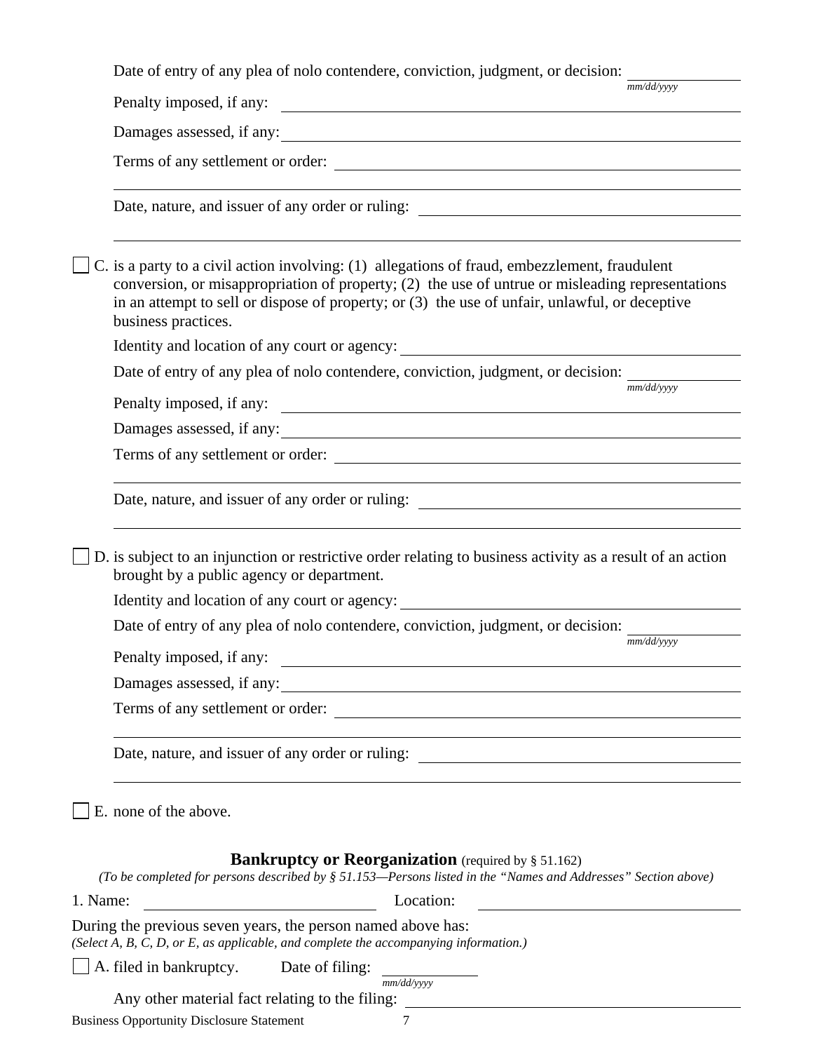Date of entry of any plea of nolo contendere, conviction, judgment, or decision: ______________
*mm/dd/yyyy*

Penalty imposed, if any: ______________________________

Damages assessed, if any: ______________________________

Terms of any settlement or order: ______________________________

______________________________

Date, nature, and issuer of any order or ruling: ______________________________

______________________________

☐ C. is a party to a civil action involving: (1) allegations of fraud, embezzlement, fraudulent conversion, or misappropriation of property; (2) the use of untrue or misleading representations in an attempt to sell or dispose of property; or (3) the use of unfair, unlawful, or deceptive business practices.

Identity and location of any court or agency: ______________________________

Date of entry of any plea of nolo contendere, conviction, judgment, or decision: ______________
*mm/dd/yyyy*

Penalty imposed, if any: ______________________________

Damages assessed, if any: ______________________________

Terms of any settlement or order: ______________________________

______________________________

Date, nature, and issuer of any order or ruling: ______________________________

______________________________

☐ D. is subject to an injunction or restrictive order relating to business activity as a result of an action brought by a public agency or department.

Identity and location of any court or agency: ______________________________

Date of entry of any plea of nolo contendere, conviction, judgment, or decision: ______________
*mm/dd/yyyy*

Penalty imposed, if any: ______________________________

Damages assessed, if any: ______________________________

Terms of any settlement or order: ______________________________

______________________________

Date, nature, and issuer of any order or ruling: ______________________________

______________________________

☐ E. none of the above.

## **Bankruptcy or Reorganization** (required by § 51.162)

*(To be completed for persons described by § 51.153—Persons listed in the "Names and Addresses" Section above)*

1. Name: ______________________ Location: ______________________

During the previous seven years, the person named above has:
*(Select A, B, C, D, or E, as applicable, and complete the accompanying information.)*

☐ A. filed in bankruptcy. Date of filing: ______________
*mm/dd/yyyy*

Any other material fact relating to the filing: ______________________________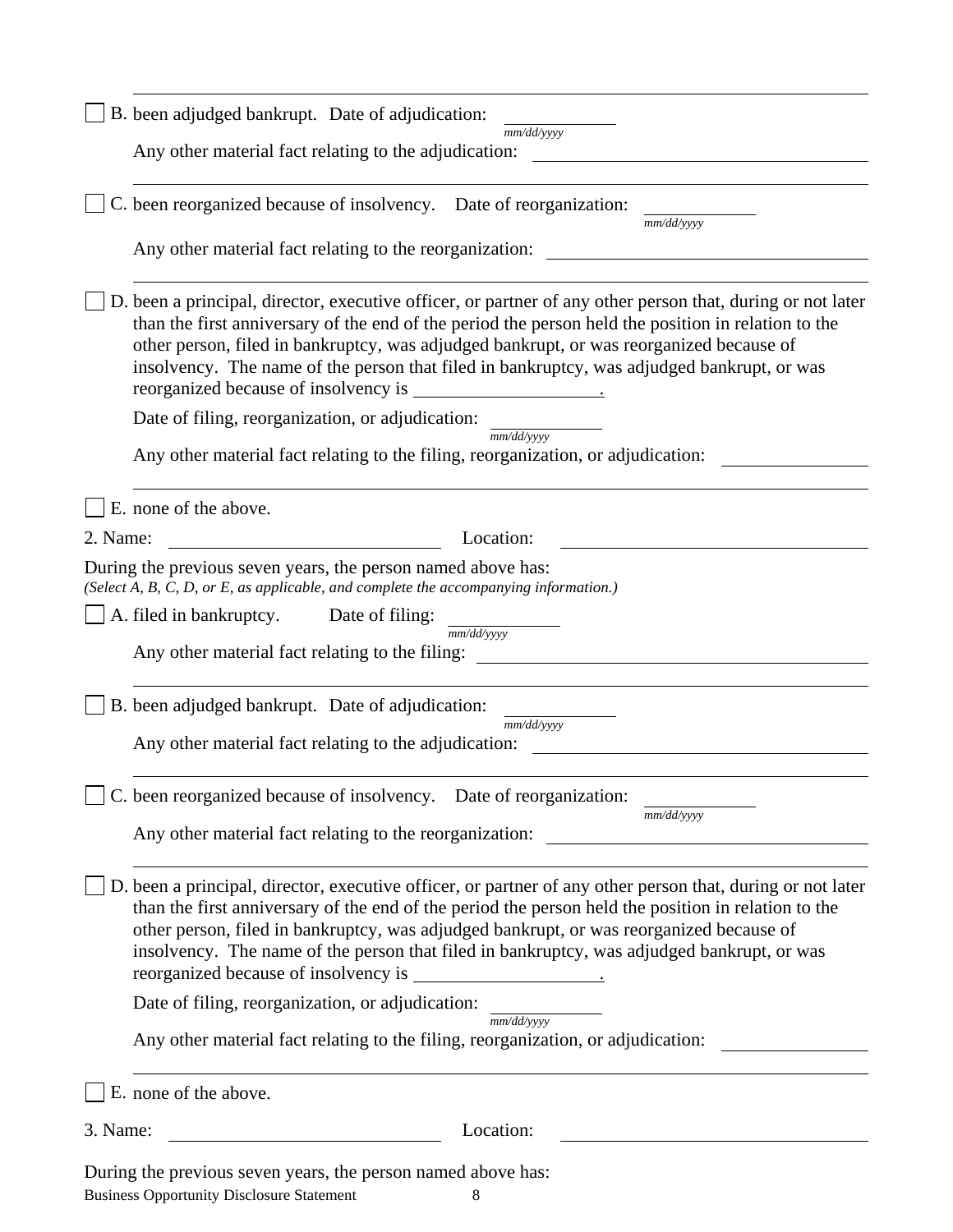☐ B. been adjudged bankrupt. Date of adjudication: ____________
*mm/dd/yyyy*

Any other material fact relating to the adjudication: ______________________________________

______________________________________________________________________________

☐ C. been reorganized because of insolvency. Date of reorganization: ____________
*mm/dd/yyyy*

Any other material fact relating to the reorganization: ______________________________________

______________________________________________________________________________

☐ D. been a principal, director, executive officer, or partner of any other person that, during or not later than the first anniversary of the end of the period the person held the position in relation to the other person, filed in bankruptcy, was adjudged bankrupt, or was reorganized because of insolvency. The name of the person that filed in bankruptcy, was adjudged bankrupt, or was reorganized because of insolvency is ____________________.

Date of filing, reorganization, or adjudication: ____________
*mm/dd/yyyy*

Any other material fact relating to the filing, reorganization, or adjudication: ______________

______________________________________________________________________________

☐ E. none of the above.

2. Name: ____________________________ Location: ____________________________

During the previous seven years, the person named above has:
*(Select A, B, C, D, or E, as applicable, and complete the accompanying information.)*

☐ A. filed in bankruptcy. Date of filing: ____________
*mm/dd/yyyy*

Any other material fact relating to the filing: ______________________________________

______________________________________________________________________________

☐ B. been adjudged bankrupt. Date of adjudication: ____________
*mm/dd/yyyy*

Any other material fact relating to the adjudication: ______________________________________

______________________________________________________________________________

☐ C. been reorganized because of insolvency. Date of reorganization: ____________
*mm/dd/yyyy*

Any other material fact relating to the reorganization: ______________________________________

______________________________________________________________________________

☐ D. been a principal, director, executive officer, or partner of any other person that, during or not later than the first anniversary of the end of the period the person held the position in relation to the other person, filed in bankruptcy, was adjudged bankrupt, or was reorganized because of insolvency. The name of the person that filed in bankruptcy, was adjudged bankrupt, or was reorganized because of insolvency is ____________________.

Date of filing, reorganization, or adjudication: ____________
*mm/dd/yyyy*

Any other material fact relating to the filing, reorganization, or adjudication: ______________

______________________________________________________________________________

☐ E. none of the above.

3. Name: ____________________________ Location: ____________________________

During the previous seven years, the person named above has: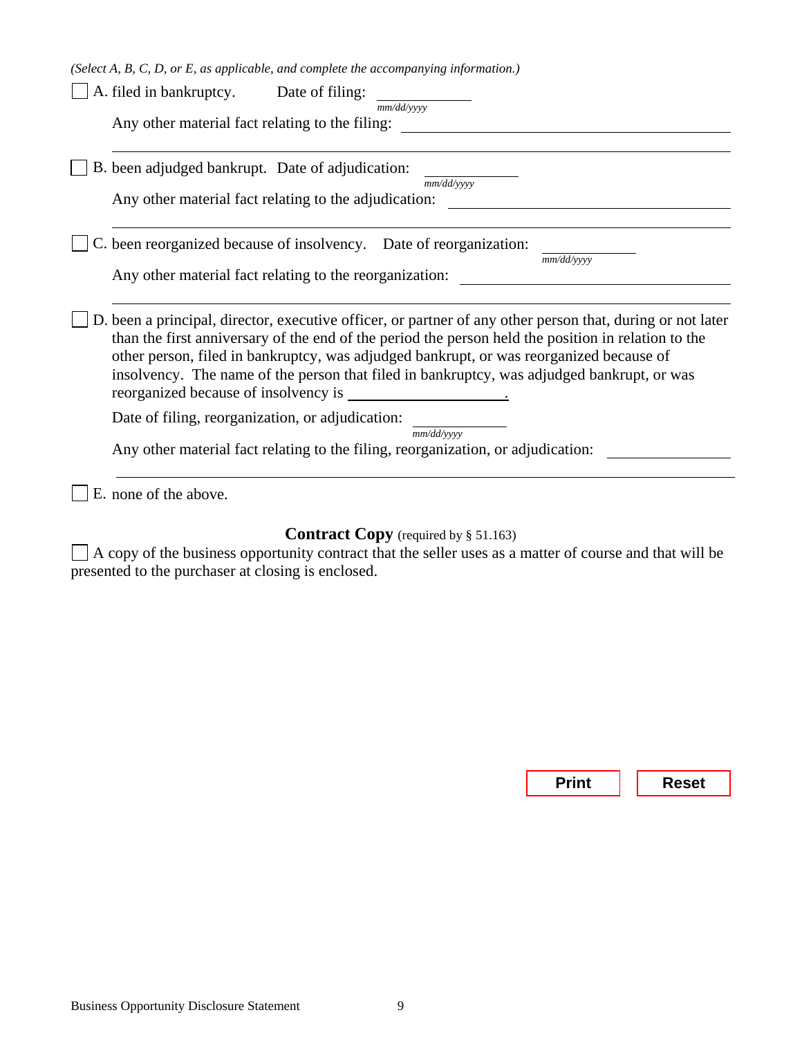*(Select A, B, C, D, or E, as applicable, and complete the accompanying information.)*

☐ A. filed in bankruptcy.     Date of filing: ____________ *mm/dd/yyyy*

Any other material fact relating to the filing: ________________________________________

________________________________________________________________________

☐ B. been adjudged bankrupt.  Date of adjudication: ____________ *mm/dd/yyyy*

Any other material fact relating to the adjudication: ________________________________

________________________________________________________________________

☐ C. been reorganized because of insolvency.   Date of reorganization: ____________ *mm/dd/yyyy*

Any other material fact relating to the reorganization: ______________________________

________________________________________________________________________

☐ D. been a principal, director, executive officer, or partner of any other person that, during or not later than the first anniversary of the end of the period the person held the position in relation to the other person, filed in bankruptcy, was adjudged bankrupt, or was reorganized because of insolvency. The name of the person that filed in bankruptcy, was adjudged bankrupt, or was reorganized because of insolvency is ____________________.

Date of filing, reorganization, or adjudication: ____________ *mm/dd/yyyy*

Any other material fact relating to the filing, reorganization, or adjudication: ____________

________________________________________________________________________

☐ E. none of the above.

**Contract Copy** (required by § 51.163)

☐ A copy of the business opportunity contract that the seller uses as a matter of course and that will be presented to the purchaser at closing is enclosed.

Print    Reset